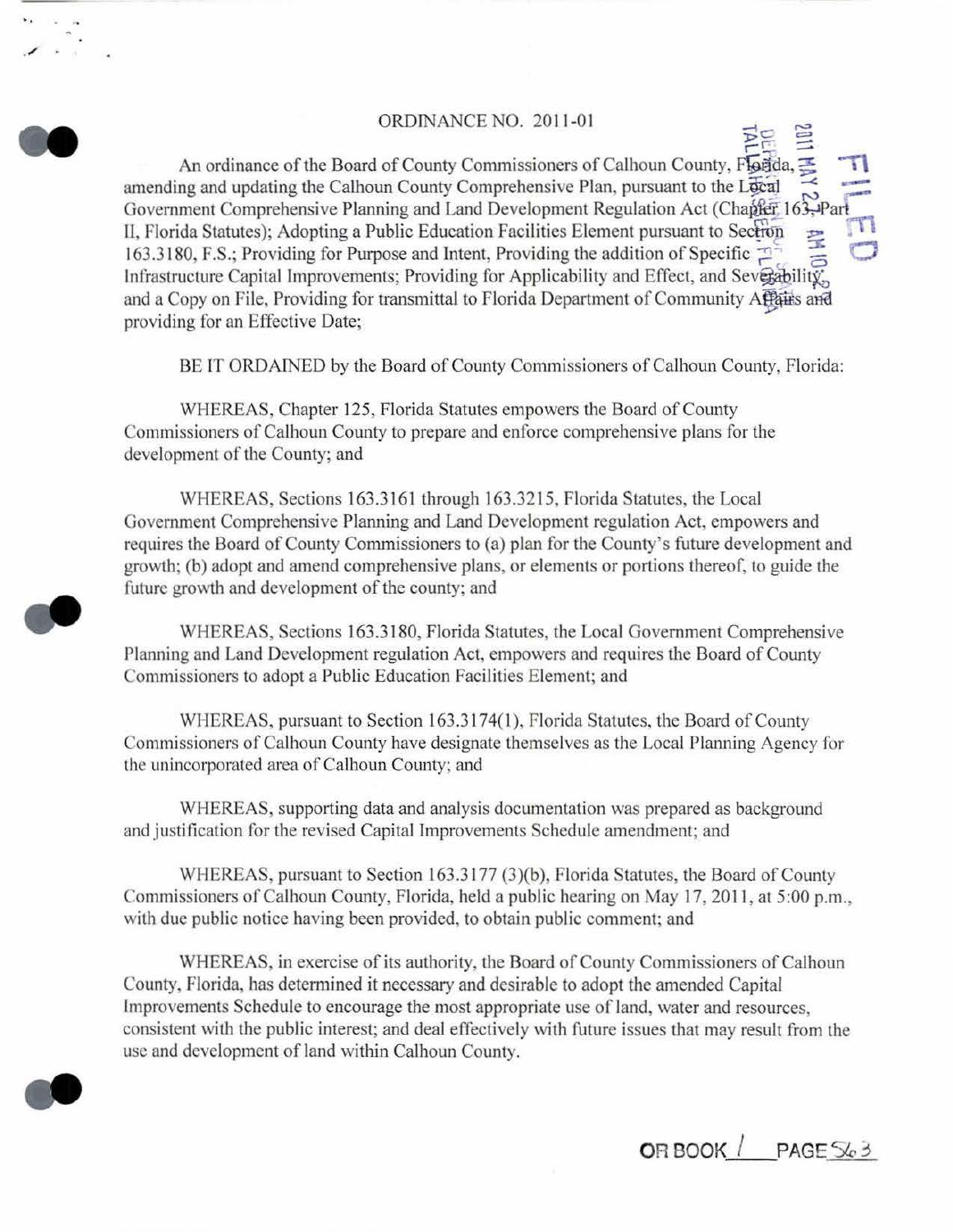# ORDINANCE NO. 2011-01

An ordinance of the Board of County Commissioners of Calhoun County, Florida, amending and updating the Calhoun County Comprehensive Plan, pursuant to the Local Government Comprehensive Planning and Land Development Regulation Act (Chapter 163, Part II, Florida Statutes); Adopting a Public Education Facilities Element pursuant to Section 163.3180, F.S.; Providing for Purpose and Intent, Providing the addition of Specific Infrastructure Capital Improvements; Providing for Applicability and Effect, and Severability, and a Copy on File, Providing for transmittal to Florida Department of Community Affairs and providing for an Effective Date;

BE IT ORDAINED by the Board of County Commissioners of Calhoun County, Florida:

WHEREAS, Chapter 125, Florida Statutes empowers the Board of County Commissioners of Calhoun County to prepare and enforce comprehensive plans for the development of the County; and

WHEREAS, Sections 163.3161 through 163.3215, Florida Statutes, the Local Government Comprehensive Planning and Land Development regulation Act, empowers and requires the Board of County Commissioners to (a) plan for the County's future development and growth; (b) adopt and amend comprehensive plans, or elements or portions thereof, to guide the future growth and development of the county; and

WHEREAS, Sections 163.3180, Florida Statutes, the Local Government Comprehensive Planning and Land Development regulation Act, empowers and requires the Board of County Commissioners to adopt a Public Education Facilities Element; and

WHEREAS, pursuant to Section 163.3174(1), Florida Statutes, the Board of County Commissioners of Calhoun County have designate themselves as the Local Planning Agency for the unincorporated area of Calhoun County; and

WHEREAS, supporting data and analysis documentation was prepared as background and justification for the revised Capital Improvements Schedule amendment; and

WHEREAS, pursuant to Section 163.3177 (3)(b), Florida Statutes, the Board of County Commissioners of Calhoun County, Florida, held a public hearing on May 17, 2011, at 5:00 p.m., with due public notice having been provided, to obtain public comment; and

WHEREAS, in exercise of its authority, the Board of County Commissioners of Calhoun County, Florida, has determined it necessary and desirable to adopt the amended Capital Improvements Schedule to encourage the most appropriate use of land, water and resources, consistent with the public interest; and deal effectively with future issues that may result from the use and development of land within Calhoun County.

OR BOOK 1 PAGE 563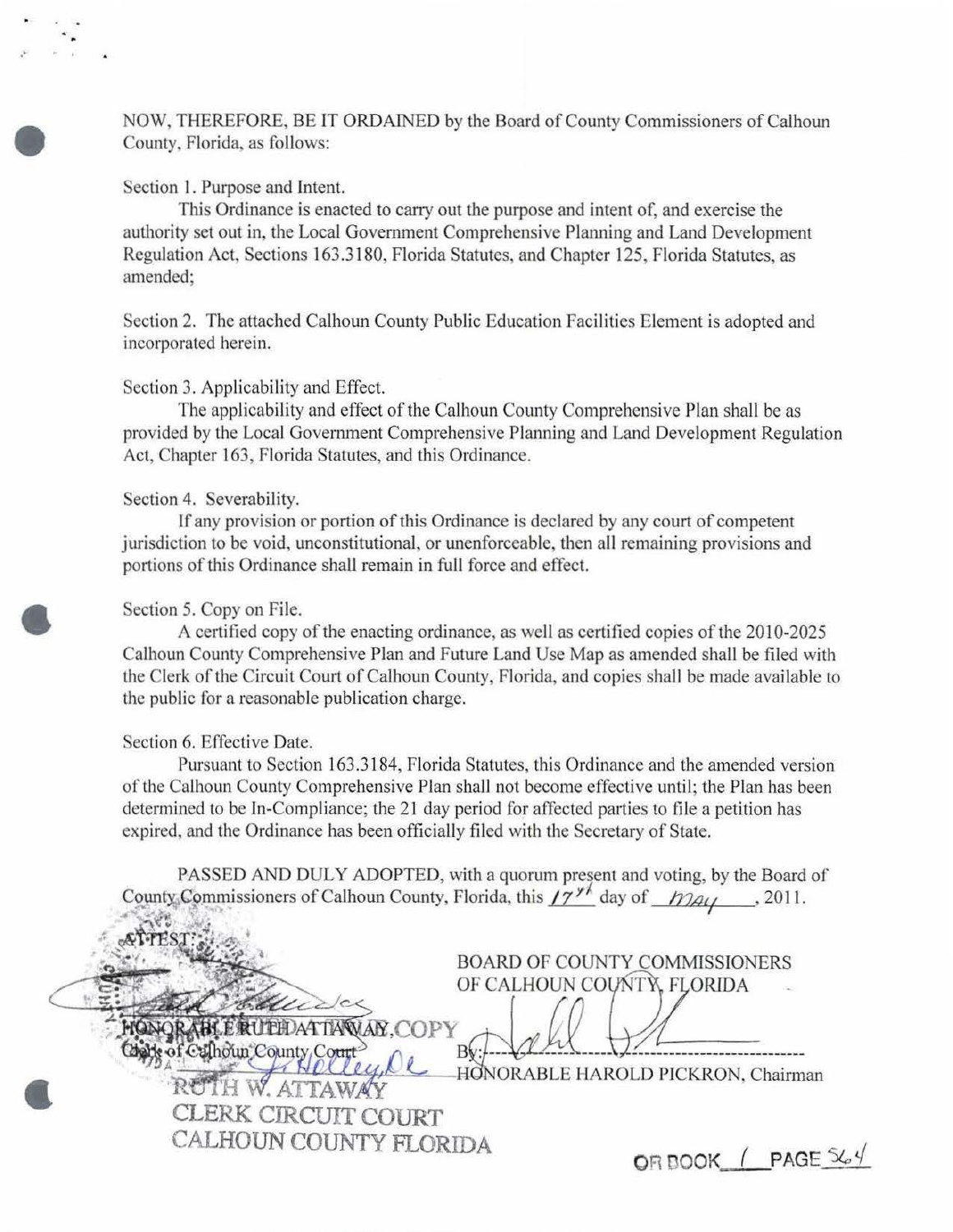NOW, THEREFORE, BE IT ORDAINED by the Board of County Commissioners of Calhoun County, Florida, as follows:

Section 1. Purpose and Intent.

This Ordinance is enacted to carry out the purpose and intent of, and exercise the authority set out in, the Local Government Comprehensive Planning and Land Development Regulation Act, Sections 163.3180, Florida Statutes, and Chapter 125, Florida Statutes, as amended;

Section 2. The attached Calhoun County Public Education Facilities Element is adopted and incorporated herein.

Section 3. Applicability and Effect.

The applicability and effect of the Calhoun County Comprehensive Plan shall be as provided by the Local Government Comprehensive Planning and Land Development Regulation Act, Chapter 163, Florida Statutes, and this Ordinance.

Section 4. Severability.

If any provision or portion of this Ordinance is declared by any court of competent jurisdiction to be void, unconstitutional, or unenforceable, then all remaining provisions and portions of this Ordinance shall remain in full force and effect.

Section 5. Copy on File.

A certified copy of the enacting ordinance, as well as certified copies of the 2010-2025 Calhoun County Comprehensive Plan and Future Land Use Map as amended shall be filed with the Clerk of the Circuit Court of Calhoun County, Florida, and copies shall be made available to the public for a reasonable publication charge.

Section 6. Effective Date.

Pursuant to Section 163.3184, Florida Statutes, this Ordinance and the amended version of the Calhoun County Comprehensive Plan shall not become effective until; the Plan has been determined to be In-Compliance; the 21 day period for affected parties to file a petition has expired, and the Ordinance has been officially filed with the Secretary of State.

PASSED AND DULY ADOPTED, with a quorum present and voting, by the Board of County Commissioners of Calhoun County, Florida, this 17th day of May, 2011.

ATTEST:

HONORABLE RUTH ATTAWAY, COPY
Clerk of Calhoun County Court

RUTH W. ATTAWAY
CLERK CIRCUIT COURT
CALHOUN COUNTY FLORIDA

BOARD OF COUNTY COMMISSIONERS
OF CALHOUN COUNTY, FLORIDA

By: ______________________________
HONORABLE HAROLD PICKRON, Chairman

OR BOOK 1 PAGE 564